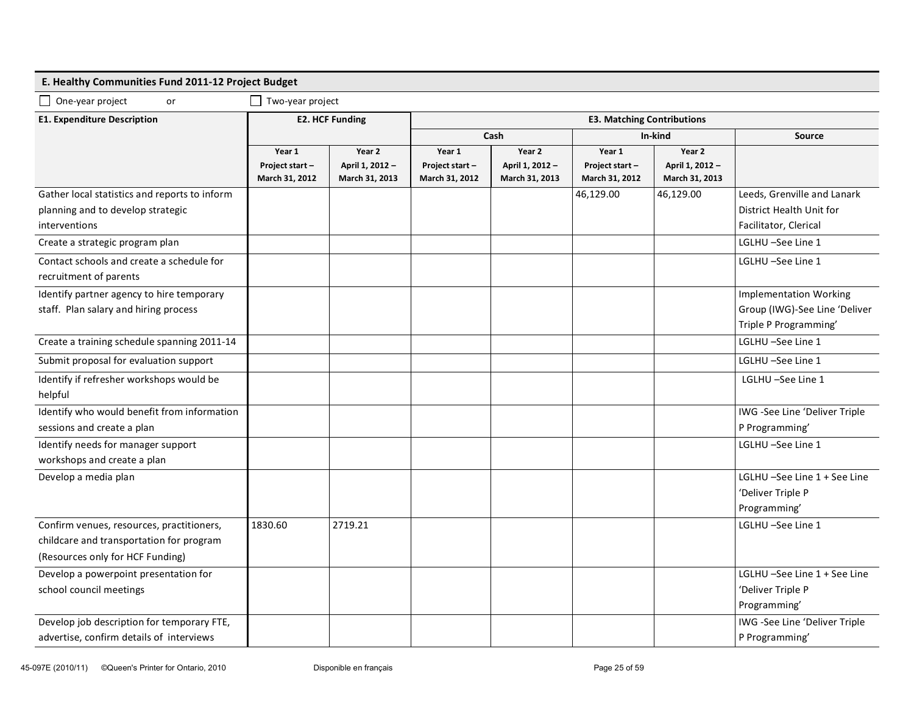## E. Healthy Communities Fund 2011-12 Project Budget

☐ One-year project or ☐ Two-year project

| E1. Expenditure Description | E2. HCF Funding | | E3. Matching Contributions | | | | |
|---|---|---|---|---|---|---|---|
| | | | Cash | | In-kind | | Source |
| | Year 1 Project start – March 31, 2012 | Year 2 April 1, 2012 – March 31, 2013 | Year 1 Project start – March 31, 2012 | Year 2 April 1, 2012 – March 31, 2013 | Year 1 Project start – March 31, 2012 | Year 2 April 1, 2012 – March 31, 2013 | |
| Gather local statistics and reports to inform planning and to develop strategic interventions | | | | | 46,129.00 | 46,129.00 | Leeds, Grenville and Lanark District Health Unit for Facilitator, Clerical |
| Create a strategic program plan | | | | | | | LGLHU –See Line 1 |
| Contact schools and create a schedule for recruitment of parents | | | | | | | LGLHU –See Line 1 |
| Identify partner agency to hire temporary staff. Plan salary and hiring process | | | | | | | Implementation Working Group (IWG)-See Line 'Deliver Triple P Programming' |
| Create a training schedule spanning 2011-14 | | | | | | | LGLHU –See Line 1 |
| Submit proposal for evaluation support | | | | | | | LGLHU –See Line 1 |
| Identify if refresher workshops would be helpful | | | | | | | LGLHU –See Line 1 |
| Identify who would benefit from information sessions and create a plan | | | | | | | IWG -See Line 'Deliver Triple P Programming' |
| Identify needs for manager support workshops and create a plan | | | | | | | LGLHU –See Line 1 |
| Develop a media plan | | | | | | | LGLHU –See Line 1 + See Line 'Deliver Triple P Programming' |
| Confirm venues, resources, practitioners, childcare and transportation for program (Resources only for HCF Funding) | 1830.60 | 2719.21 | | | | | LGLHU –See Line 1 |
| Develop a powerpoint presentation for school council meetings | | | | | | | LGLHU –See Line 1 + See Line 'Deliver Triple P Programming' |
| Develop job description for temporary FTE, advertise, confirm details of interviews | | | | | | | IWG -See Line 'Deliver Triple P Programming' |

45-097E (2010/11) ©Queen's Printer for Ontario, 2010 Disponible en français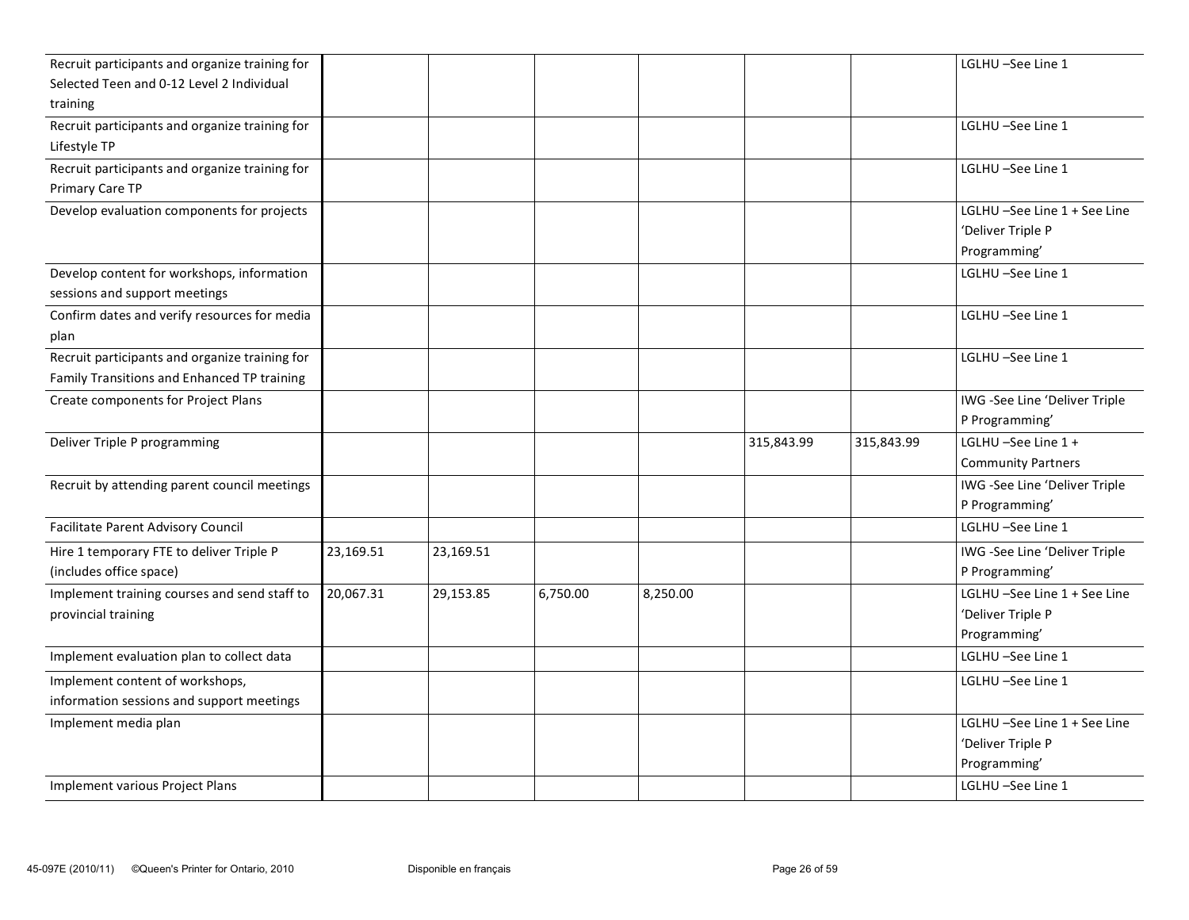| | | | | | | | |
|---|---|---|---|---|---|---|---|
| Recruit participants and organize training for Selected Teen and 0-12 Level 2 Individual training | | | | | | | LGLHU –See Line 1 |
| Recruit participants and organize training for Lifestyle TP | | | | | | | LGLHU –See Line 1 |
| Recruit participants and organize training for Primary Care TP | | | | | | | LGLHU –See Line 1 |
| Develop evaluation components for projects | | | | | | | LGLHU –See Line 1 + See Line 'Deliver Triple P Programming' |
| Develop content for workshops, information sessions and support meetings | | | | | | | LGLHU –See Line 1 |
| Confirm dates and verify resources for media plan | | | | | | | LGLHU –See Line 1 |
| Recruit participants and organize training for Family Transitions and Enhanced TP training | | | | | | | LGLHU –See Line 1 |
| Create components for Project Plans | | | | | | | IWG -See Line 'Deliver Triple P Programming' |
| Deliver Triple P programming | | | | | 315,843.99 | 315,843.99 | LGLHU –See Line 1 + Community Partners |
| Recruit by attending parent council meetings | | | | | | | IWG -See Line 'Deliver Triple P Programming' |
| Facilitate Parent Advisory Council | | | | | | | LGLHU –See Line 1 |
| Hire 1 temporary FTE to deliver Triple P (includes office space) | 23,169.51 | 23,169.51 | | | | | IWG -See Line 'Deliver Triple P Programming' |
| Implement training courses and send staff to provincial training | 20,067.31 | 29,153.85 | 6,750.00 | 8,250.00 | | | LGLHU –See Line 1 + See Line 'Deliver Triple P Programming' |
| Implement evaluation plan to collect data | | | | | | | LGLHU –See Line 1 |
| Implement content of workshops, information sessions and support meetings | | | | | | | LGLHU –See Line 1 |
| Implement media plan | | | | | | | LGLHU –See Line 1 + See Line 'Deliver Triple P Programming' |
| Implement various Project Plans | | | | | | | LGLHU –See Line 1 |

45-097E (2010/11) ©Queen's Printer for Ontario, 2010 Disponible en français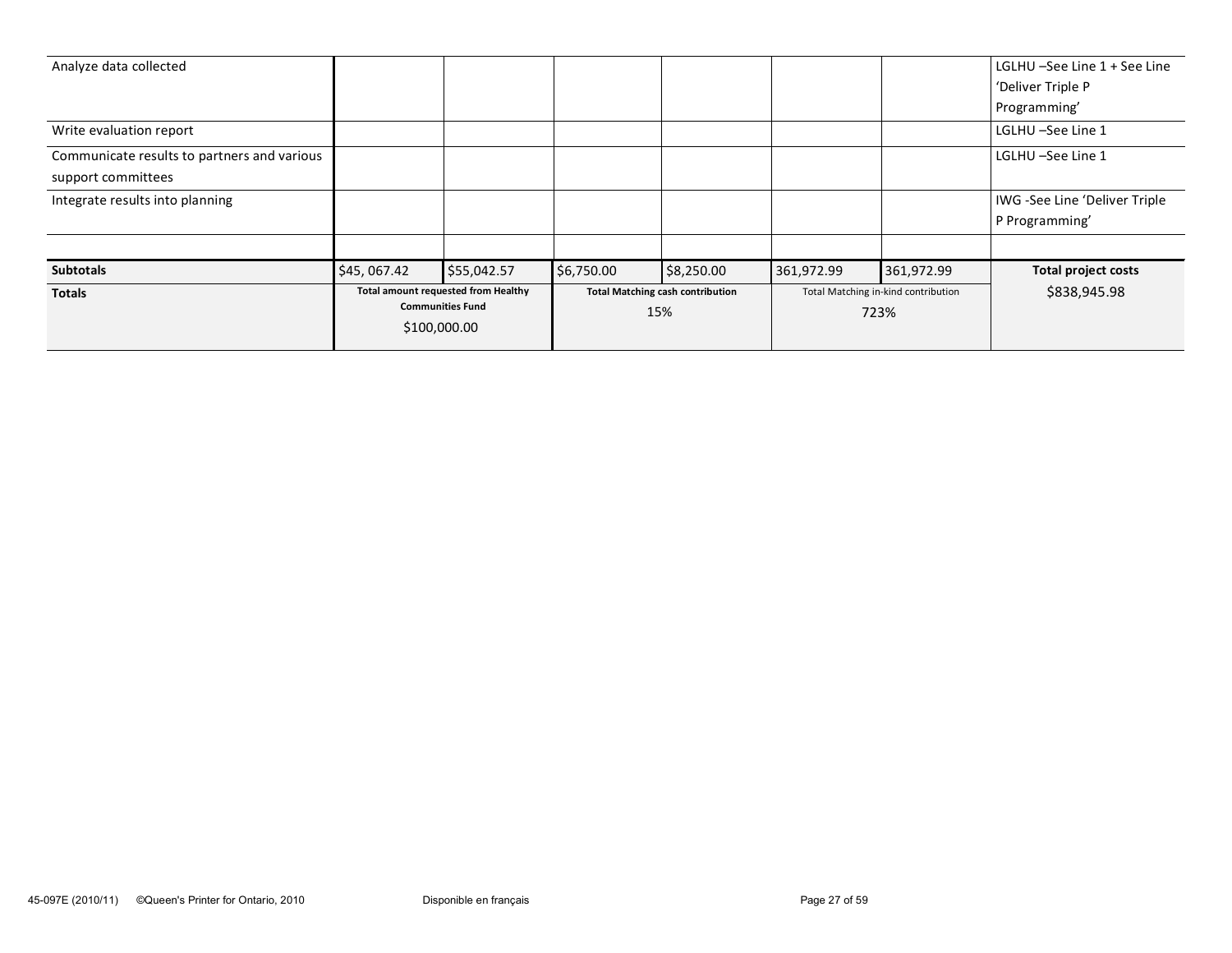| Analyze data collected | | | | | | | LGLHU –See Line 1 + See Line 'Deliver Triple P Programming' |
|---|---|---|---|---|---|---|---|
| Write evaluation report | | | | | | | LGLHU –See Line 1 |
| Communicate results to partners and various support committees | | | | | | | LGLHU –See Line 1 |
| Integrate results into planning | | | | | | | IWG -See Line 'Deliver Triple P Programming' |
| | | | | | | | |
| **Subtotals** | $45, 067.42 | $55,042.57 | $6,750.00 | $8,250.00 | 361,972.99 | 361,972.99 | **Total project costs** |
| **Totals** | **Total amount requested from Healthy Communities Fund** $100,000.00 | | **Total Matching cash contribution** 15% | | Total Matching in-kind contribution 723% | | $838,945.98 |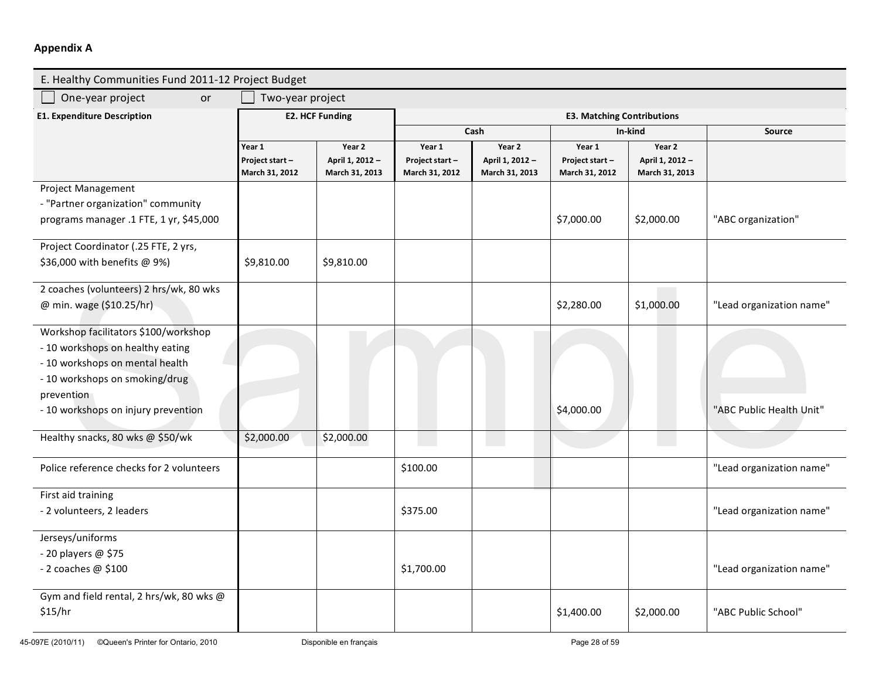**Appendix A**

| E. Healthy Communities Fund 2011-12 Project Budget | | | | | | | |
|---|---|---|---|---|---|---|---|
| ☐ One-year project or ☐ Two-year project | | | | | | | |
| **E1. Expenditure Description** | **E2. HCF Funding** | | **E3. Matching Contributions** | | | | |
| | | | Cash | | In-kind | | Source |
| | Year 1 Project start – March 31, 2012 | Year 2 April 1, 2012 – March 31, 2013 | Year 1 Project start – March 31, 2012 | Year 2 April 1, 2012 – March 31, 2013 | Year 1 Project start – March 31, 2012 | Year 2 April 1, 2012 – March 31, 2013 | |
| Project Management - "Partner organization" community programs manager .1 FTE, 1 yr, $45,000 | | | | | $7,000.00 | $2,000.00 | "ABC organization" |
| Project Coordinator (.25 FTE, 2 yrs, $36,000 with benefits @ 9%) | $9,810.00 | $9,810.00 | | | | | |
| 2 coaches (volunteers) 2 hrs/wk, 80 wks @ min. wage ($10.25/hr) | | | | | $2,280.00 | $1,000.00 | "Lead organization name" |
| Workshop facilitators $100/workshop - 10 workshops on healthy eating - 10 workshops on mental health - 10 workshops on smoking/drug prevention - 10 workshops on injury prevention | | | | | $4,000.00 | | "ABC Public Health Unit" |
| Healthy snacks, 80 wks @ $50/wk | $2,000.00 | $2,000.00 | | | | | |
| Police reference checks for 2 volunteers | | | $100.00 | | | | "Lead organization name" |
| First aid training - 2 volunteers, 2 leaders | | | $375.00 | | | | "Lead organization name" |
| Jerseys/uniforms - 20 players @ $75 - 2 coaches @ $100 | | | $1,700.00 | | | | "Lead organization name" |
| Gym and field rental, 2 hrs/wk, 80 wks @ $15/hr | | | | | $1,400.00 | $2,000.00 | "ABC Public School" |

45-097E (2010/11) ©Queen's Printer for Ontario, 2010 Disponible en français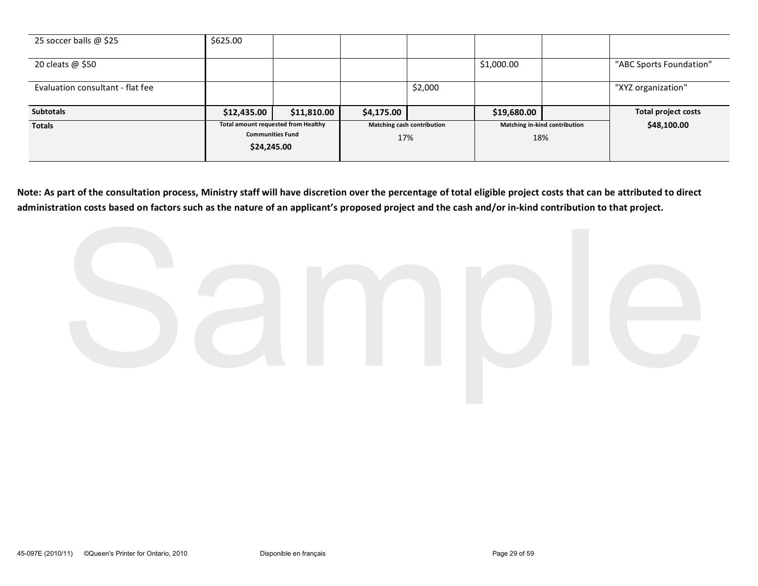| | | | | | | | |
|---|---|---|---|---|---|---|---|
| 25 soccer balls @ $25 | $625.00 | | | | | | |
| 20 cleats @ $50 | | | | | $1,000.00 | | "ABC Sports Foundation" |
| Evaluation consultant - flat fee | | | | $2,000 | | | "XYZ organization" |
| **Subtotals** | **$12,435.00** | **$11,810.00** | **$4,175.00** | | **$19,680.00** | | **Total project costs** |
| **Totals** | **Total amount requested from Healthy Communities Fund** **$24,245.00** | | **Matching cash contribution** 17% | | **Matching in-kind contribution** 18% | | **$48,100.00** |

**Note: As part of the consultation process, Ministry staff will have discretion over the percentage of total eligible project costs that can be attributed to direct administration costs based on factors such as the nature of an applicant's proposed project and the cash and/or in-kind contribution to that project.**

45-097E (2010/11) ©Queen's Printer for Ontario, 2010 Disponible en français